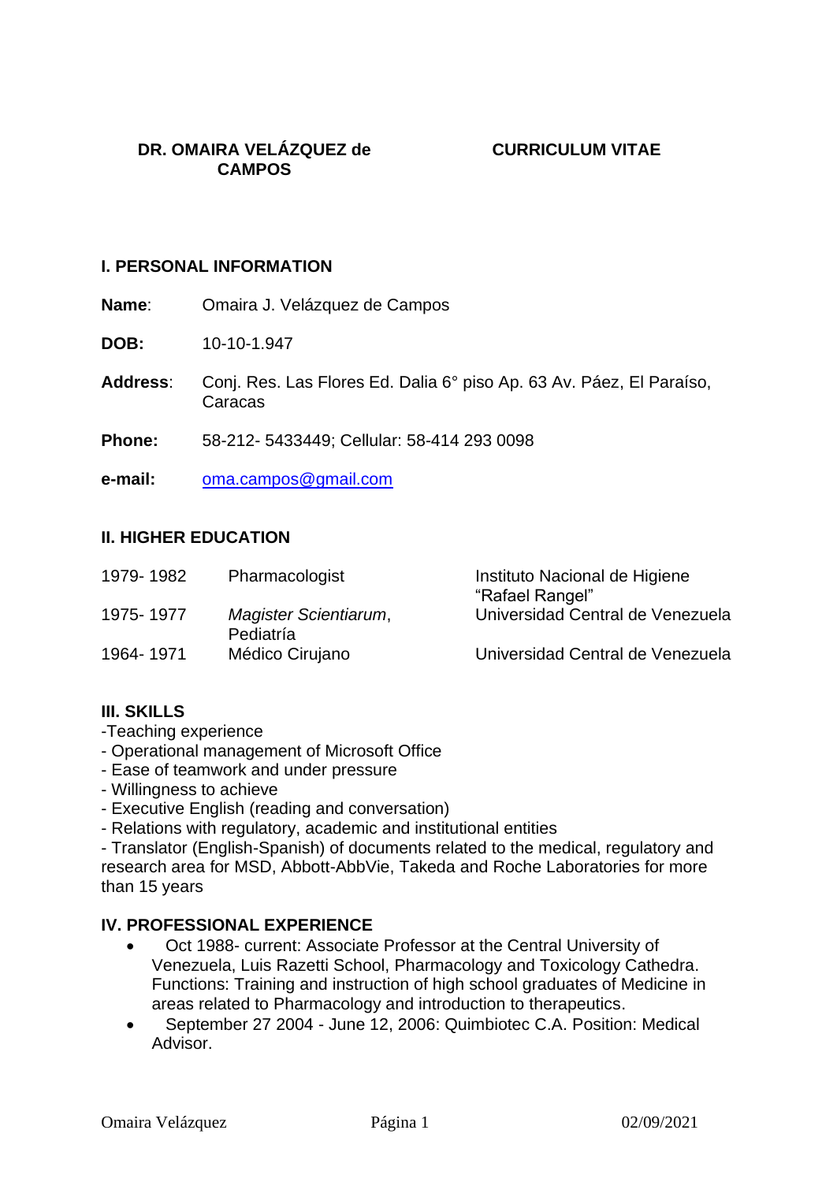**DR. OMAIRA VELÁZQUEZ de CAMPOS** **CURRICULUM VITAE**

## I. PERSONAL INFORMATION

**Name**: Omaira J. Velázquez de Campos

**DOB:** 10-10-1.947

**Address**: Conj. Res. Las Flores Ed. Dalia 6° piso Ap. 63 Av. Páez, El Paraíso, Caracas

**Phone:** 58-212- 5433449; Cellular: 58-414 293 0098

**e-mail:** oma.campos@gmail.com

## II. HIGHER EDUCATION

| | | |
|---|---|---|
| 1979- 1982 | Pharmacologist | Instituto Nacional de Higiene "Rafael Rangel" |
| 1975- 1977 | *Magister Scientiarum*, Pediatría | Universidad Central de Venezuela |
| 1964- 1971 | Médico Cirujano | Universidad Central de Venezuela |

## III. SKILLS

-Teaching experience
- Operational management of Microsoft Office
- Ease of teamwork and under pressure
- Willingness to achieve
- Executive English (reading and conversation)
- Relations with regulatory, academic and institutional entities
- Translator (English-Spanish) of documents related to the medical, regulatory and research area for MSD, Abbott-AbbVie, Takeda and Roche Laboratories for more than 15 years

## IV. PROFESSIONAL EXPERIENCE

- Oct 1988- current: Associate Professor at the Central University of Venezuela, Luis Razetti School, Pharmacology and Toxicology Cathedra. Functions: Training and instruction of high school graduates of Medicine in areas related to Pharmacology and introduction to therapeutics.
- September 27 2004 - June 12, 2006: Quimbiotec C.A. Position: Medical Advisor.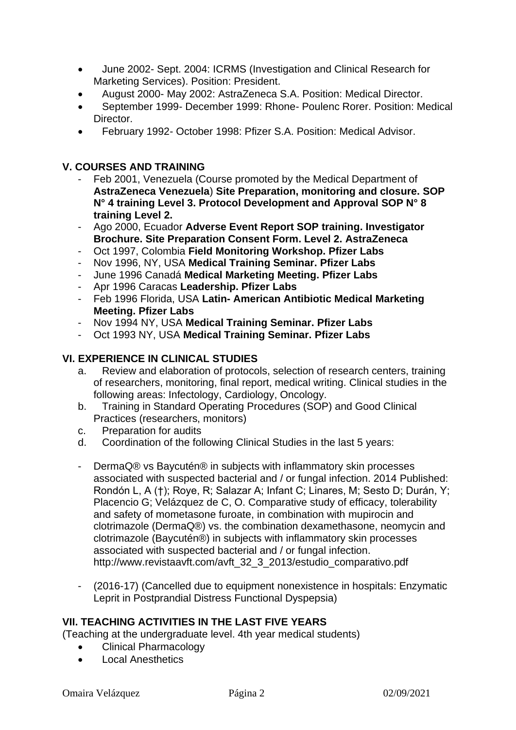- June 2002- Sept. 2004: ICRMS (Investigation and Clinical Research for Marketing Services). Position: President.
- August 2000- May 2002: AstraZeneca S.A. Position: Medical Director.
- September 1999- December 1999: Rhone- Poulenc Rorer. Position: Medical Director.
- February 1992- October 1998: Pfizer S.A. Position: Medical Advisor.

## V. COURSES AND TRAINING

- Feb 2001, Venezuela (Course promoted by the Medical Department of **AstraZeneca Venezuela**) **Site Preparation, monitoring and closure. SOP N° 4 training Level 3. Protocol Development and Approval SOP N° 8 training Level 2.**
- Ago 2000, Ecuador **Adverse Event Report SOP training. Investigator Brochure. Site Preparation Consent Form. Level 2. AstraZeneca**
- Oct 1997, Colombia **Field Monitoring Workshop. Pfizer Labs**
- Nov 1996, NY, USA **Medical Training Seminar. Pfizer Labs**
- June 1996 Canadá **Medical Marketing Meeting. Pfizer Labs**
- Apr 1996 Caracas **Leadership. Pfizer Labs**
- Feb 1996 Florida, USA **Latin- American Antibiotic Medical Marketing Meeting. Pfizer Labs**
- Nov 1994 NY, USA **Medical Training Seminar. Pfizer Labs**
- Oct 1993 NY, USA **Medical Training Seminar. Pfizer Labs**

## VI. EXPERIENCE IN CLINICAL STUDIES

a. Review and elaboration of protocols, selection of research centers, training of researchers, monitoring, final report, medical writing. Clinical studies in the following areas: Infectology, Cardiology, Oncology.
b. Training in Standard Operating Procedures (SOP) and Good Clinical Practices (researchers, monitors)
c. Preparation for audits
d. Coordination of the following Clinical Studies in the last 5 years:

- DermaQ® vs Baycutén® in subjects with inflammatory skin processes associated with suspected bacterial and / or fungal infection. 2014 Published: Rondón L, A (†); Roye, R; Salazar A; Infant C; Linares, M; Sesto D; Durán, Y; Placencio G; Velázquez de C, O. Comparative study of efficacy, tolerability and safety of mometasone furoate, in combination with mupirocin and clotrimazole (DermaQ®) vs. the combination dexamethasone, neomycin and clotrimazole (Baycutén®) in subjects with inflammatory skin processes associated with suspected bacterial and / or fungal infection. http://www.revistaavft.com/avft_32_3_2013/estudio_comparativo.pdf

- (2016-17) (Cancelled due to equipment nonexistence in hospitals: Enzymatic Leprit in Postprandial Distress Functional Dyspepsia)

## VII. TEACHING ACTIVITIES IN THE LAST FIVE YEARS

(Teaching at the undergraduate level. 4th year medical students)

- Clinical Pharmacology
- Local Anesthetics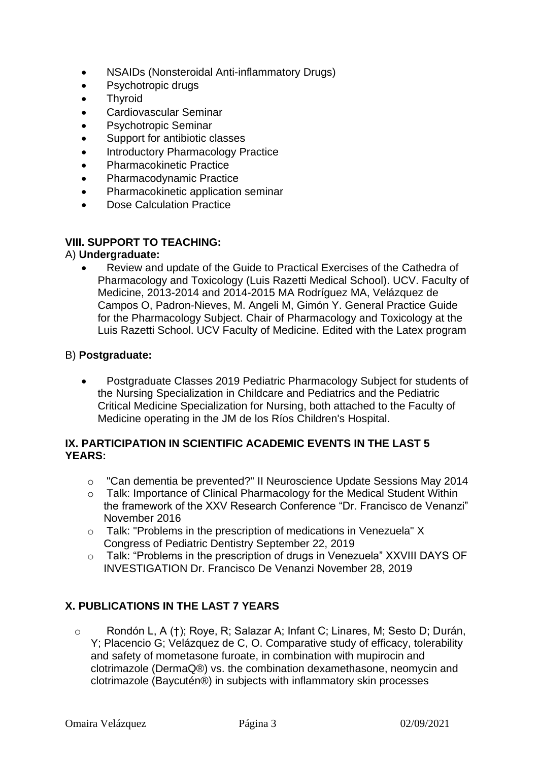- NSAIDs (Nonsteroidal Anti-inflammatory Drugs)
- Psychotropic drugs
- Thyroid
- Cardiovascular Seminar
- Psychotropic Seminar
- Support for antibiotic classes
- Introductory Pharmacology Practice
- Pharmacokinetic Practice
- Pharmacodynamic Practice
- Pharmacokinetic application seminar
- Dose Calculation Practice

**VIII. SUPPORT TO TEACHING:**

A) **Undergraduate:**

- Review and update of the Guide to Practical Exercises of the Cathedra of Pharmacology and Toxicology (Luis Razetti Medical School). UCV. Faculty of Medicine, 2013-2014 and 2014-2015 MA Rodríguez MA, Velázquez de Campos O, Padron-Nieves, M. Angeli M, Gimón Y. General Practice Guide for the Pharmacology Subject. Chair of Pharmacology and Toxicology at the Luis Razetti School. UCV Faculty of Medicine. Edited with the Latex program

B) **Postgraduate:**

- Postgraduate Classes 2019 Pediatric Pharmacology Subject for students of the Nursing Specialization in Childcare and Pediatrics and the Pediatric Critical Medicine Specialization for Nursing, both attached to the Faculty of Medicine operating in the JM de los Ríos Children's Hospital.

**IX. PARTICIPATION IN SCIENTIFIC ACADEMIC EVENTS IN THE LAST 5 YEARS:**

- "Can dementia be prevented?" II Neuroscience Update Sessions May 2014
- Talk: Importance of Clinical Pharmacology for the Medical Student Within the framework of the XXV Research Conference "Dr. Francisco de Venanzi" November 2016
- Talk: "Problems in the prescription of medications in Venezuela" X Congress of Pediatric Dentistry September 22, 2019
- Talk: "Problems in the prescription of drugs in Venezuela" XXVIII DAYS OF INVESTIGATION Dr. Francisco De Venanzi November 28, 2019

**X. PUBLICATIONS IN THE LAST 7 YEARS**

- Rondón L, A (†); Roye, R; Salazar A; Infant C; Linares, M; Sesto D; Durán, Y; Placencio G; Velázquez de C, O. Comparative study of efficacy, tolerability and safety of mometasone furoate, in combination with mupirocin and clotrimazole (DermaQ®) vs. the combination dexamethasone, neomycin and clotrimazole (Baycutén®) in subjects with inflammatory skin processes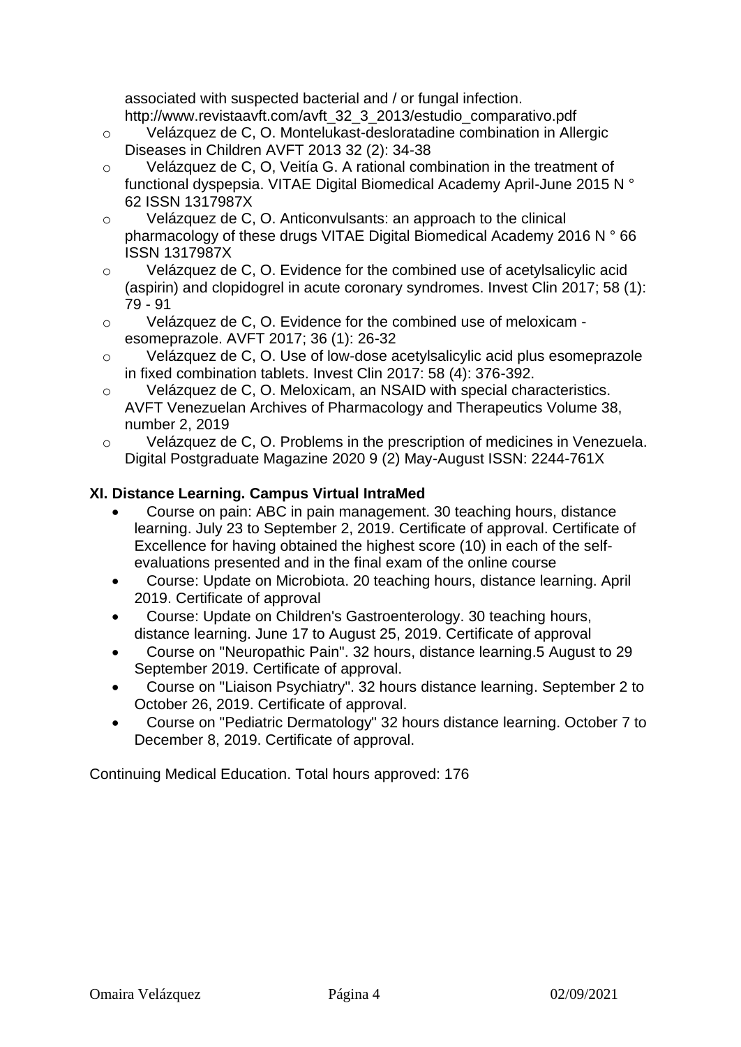associated with suspected bacterial and / or fungal infection. http://www.revistaavft.com/avft_32_3_2013/estudio_comparativo.pdf

- Velázquez de C, O. Montelukast-desloratadine combination in Allergic Diseases in Children AVFT 2013 32 (2): 34-38
- Velázquez de C, O, Veitía G. A rational combination in the treatment of functional dyspepsia. VITAE Digital Biomedical Academy April-June 2015 N ° 62 ISSN 1317987X
- Velázquez de C, O. Anticonvulsants: an approach to the clinical pharmacology of these drugs VITAE Digital Biomedical Academy 2016 N ° 66 ISSN 1317987X
- Velázquez de C, O. Evidence for the combined use of acetylsalicylic acid (aspirin) and clopidogrel in acute coronary syndromes. Invest Clin 2017; 58 (1): 79 - 91
- Velázquez de C, O. Evidence for the combined use of meloxicam - esomeprazole. AVFT 2017; 36 (1): 26-32
- Velázquez de C, O. Use of low-dose acetylsalicylic acid plus esomeprazole in fixed combination tablets. Invest Clin 2017: 58 (4): 376-392.
- Velázquez de C, O. Meloxicam, an NSAID with special characteristics. AVFT Venezuelan Archives of Pharmacology and Therapeutics Volume 38, number 2, 2019
- Velázquez de C, O. Problems in the prescription of medicines in Venezuela. Digital Postgraduate Magazine 2020 9 (2) May-August ISSN: 2244-761X

## XI. Distance Learning. Campus Virtual IntraMed

- Course on pain: ABC in pain management. 30 teaching hours, distance learning. July 23 to September 2, 2019. Certificate of approval. Certificate of Excellence for having obtained the highest score (10) in each of the self-evaluations presented and in the final exam of the online course
- Course: Update on Microbiota. 20 teaching hours, distance learning. April 2019. Certificate of approval
- Course: Update on Children's Gastroenterology. 30 teaching hours, distance learning. June 17 to August 25, 2019. Certificate of approval
- Course on "Neuropathic Pain". 32 hours, distance learning.5 August to 29 September 2019. Certificate of approval.
- Course on "Liaison Psychiatry". 32 hours distance learning. September 2 to October 26, 2019. Certificate of approval.
- Course on "Pediatric Dermatology" 32 hours distance learning. October 7 to December 8, 2019. Certificate of approval.

Continuing Medical Education. Total hours approved: 176